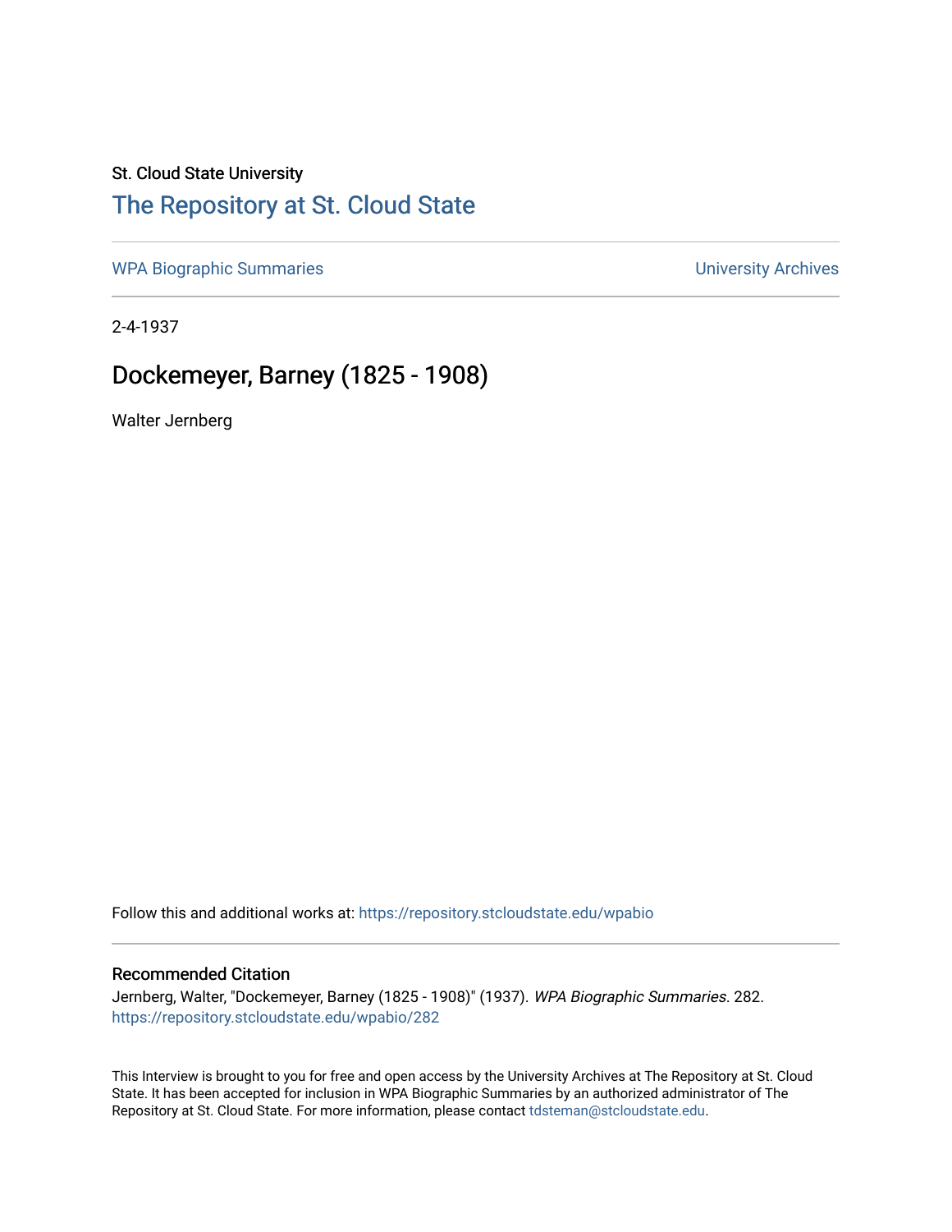St. Cloud State University

# The Repository at St. Cloud State

WPA Biographic Summaries | University Archives

2-4-1937

## Dockemeyer, Barney (1825 - 1908)

Walter Jernberg

Follow this and additional works at: https://repository.stcloudstate.edu/wpabio

### Recommended Citation

Jernberg, Walter, "Dockemeyer, Barney (1825 - 1908)" (1937). *WPA Biographic Summaries*. 282.
https://repository.stcloudstate.edu/wpabio/282

This Interview is brought to you for free and open access by the University Archives at The Repository at St. Cloud State. It has been accepted for inclusion in WPA Biographic Summaries by an authorized administrator of The Repository at St. Cloud State. For more information, please contact tdsteman@stcloudstate.edu.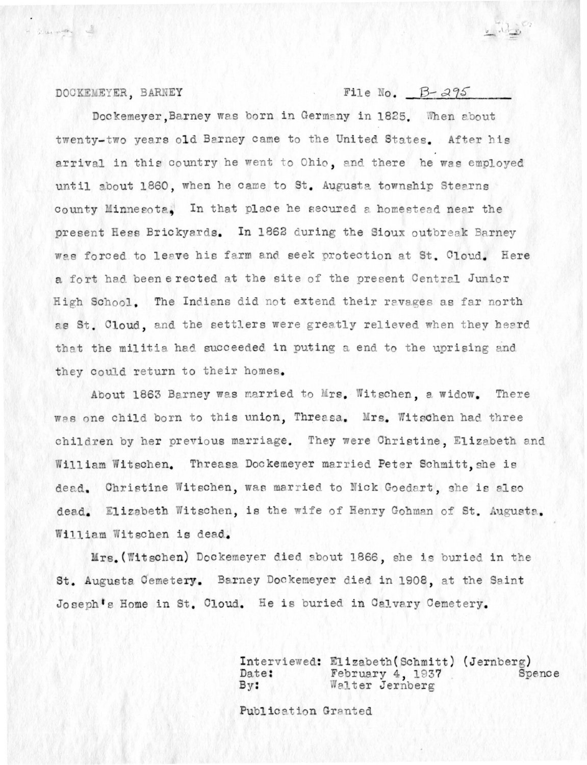DOCKEMEYER, BARNEY File No. B-295

Dockemeyer,Barney was born in Germany in 1825. When about twenty-two years old Barney came to the United States. After his arrival in this country he went to Ohio, and there he was employed until about 1860, when he came to St. Augusta township Stearns county Minnesota, In that place he secured a homestead near the present Hess Brickyards. In 1862 during the Sioux outbreak Barney was forced to leave his farm and seek protection at St. Cloud. Here a fort had been e rected at the site of the present Central Junior High School. The Indians did not extend their ravages as far north as St. Cloud, and the settlers were greatly relieved when they heard that the militia had succeeded in puting a end to the uprising and they could return to their homes.

About 1863 Barney was married to Mrs. Witschen, a widow. There was one child born to this union, Threasa. Mrs. Witschen had three children by her previous marriage. They were Christine, Elizabeth and William Witschen. Threasa Dockemeyer married Peter Schmitt,she is dead. Christine Witschen, was married to Nick Goedart, she is also dead. Elizabeth Witschen, is the wife of Henry Gohman of St. Augusta. William Witschen is dead.

Mrs.(Witschen) Dockemeyer died about 1866, she is buried in the St. Augusta Cemetery. Barney Dockemeyer died in 1908, at the Saint Joseph's Home in St. Cloud. He is buried in Calvary Cemetery.

Interviewed: Elizabeth(Schmitt) (Jernberg) Spence
Date: February 4, 1937
By: Walter Jernberg

Publication Granted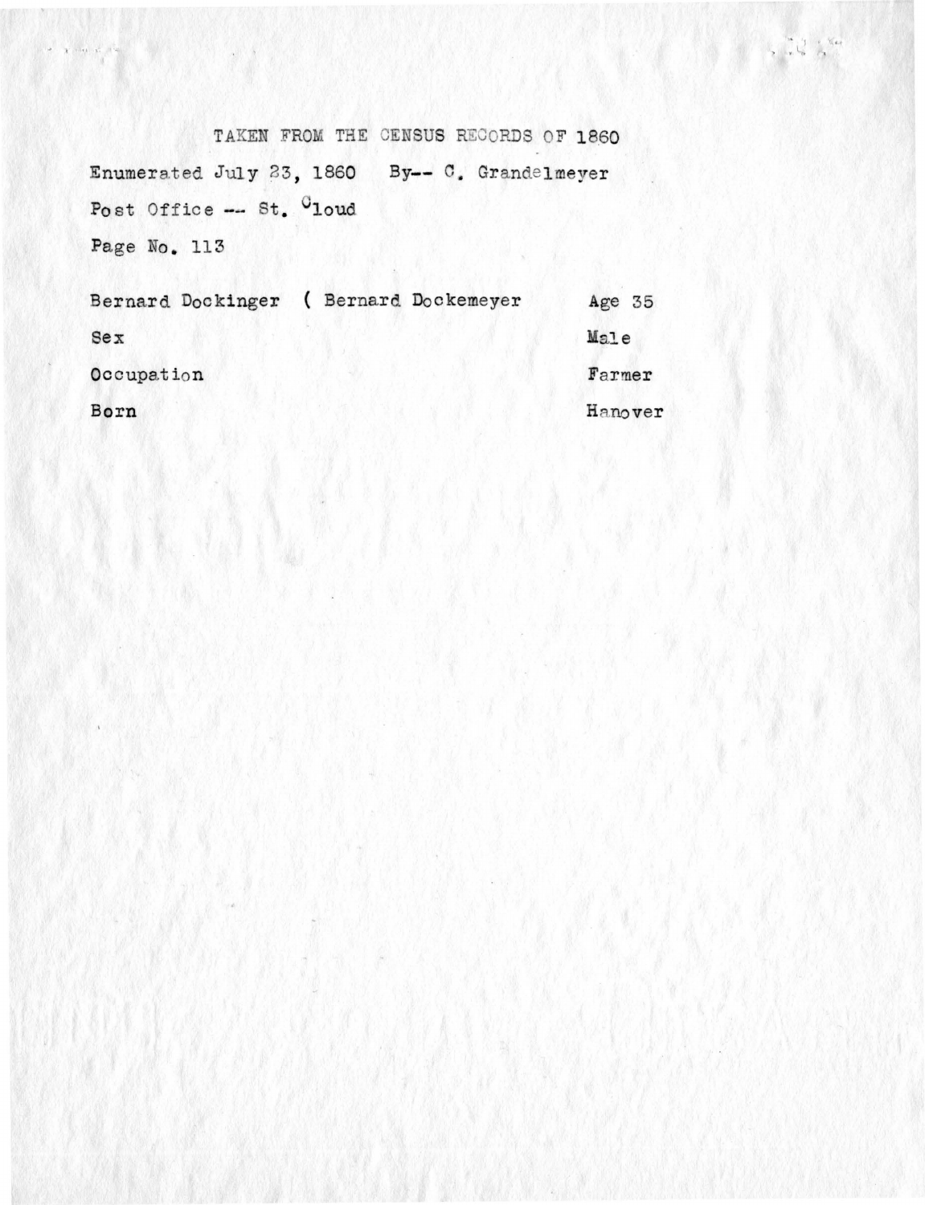TAKEN FROM THE CENSUS RECORDS OF 1860

Enumerated July 23, 1860 By-- C. Grandelmeyer

Post Office -- St. Cloud

Page No. 113

| | |
|---|---|
| Bernard Dockinger ( Bernard Dockemeyer | Age 35 |
| Sex | Male |
| Occupation | Farmer |
| Born | Hanover |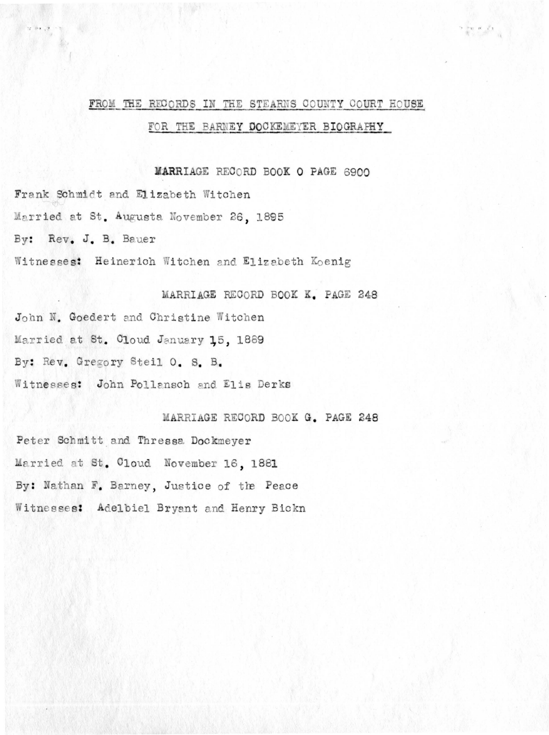FROM THE RECORDS IN THE STEARNS COUNTY COURT HOUSE

FOR THE BARNEY DOCKEMEYER BIOGRAPHY

MARRIAGE RECORD BOOK O PAGE 6900

Frank Schmidt and Elizabeth Witchen

Married at St. Augusta November 26, 1895

By: Rev. J. B. Bauer

Witnesses: Heinerich Witchen and Elizabeth Koenig

MARRIAGE RECORD BOOK K. PAGE 248

John N. Goedert and Christine Witchen

Married at St. Cloud January 15, 1889

By: Rev. Gregory Steil O. S. B.

Witnesses: John Pollansch and Elis Derks

MARRIAGE RECORD BOOK G. PAGE 248

Peter Schmitt and Thressa Dockmeyer

Married at St. Cloud November 16, 1881

By: Nathan F. Barney, Justice of the Peace

Witnesses: Adelbiel Bryant and Henry Bickn